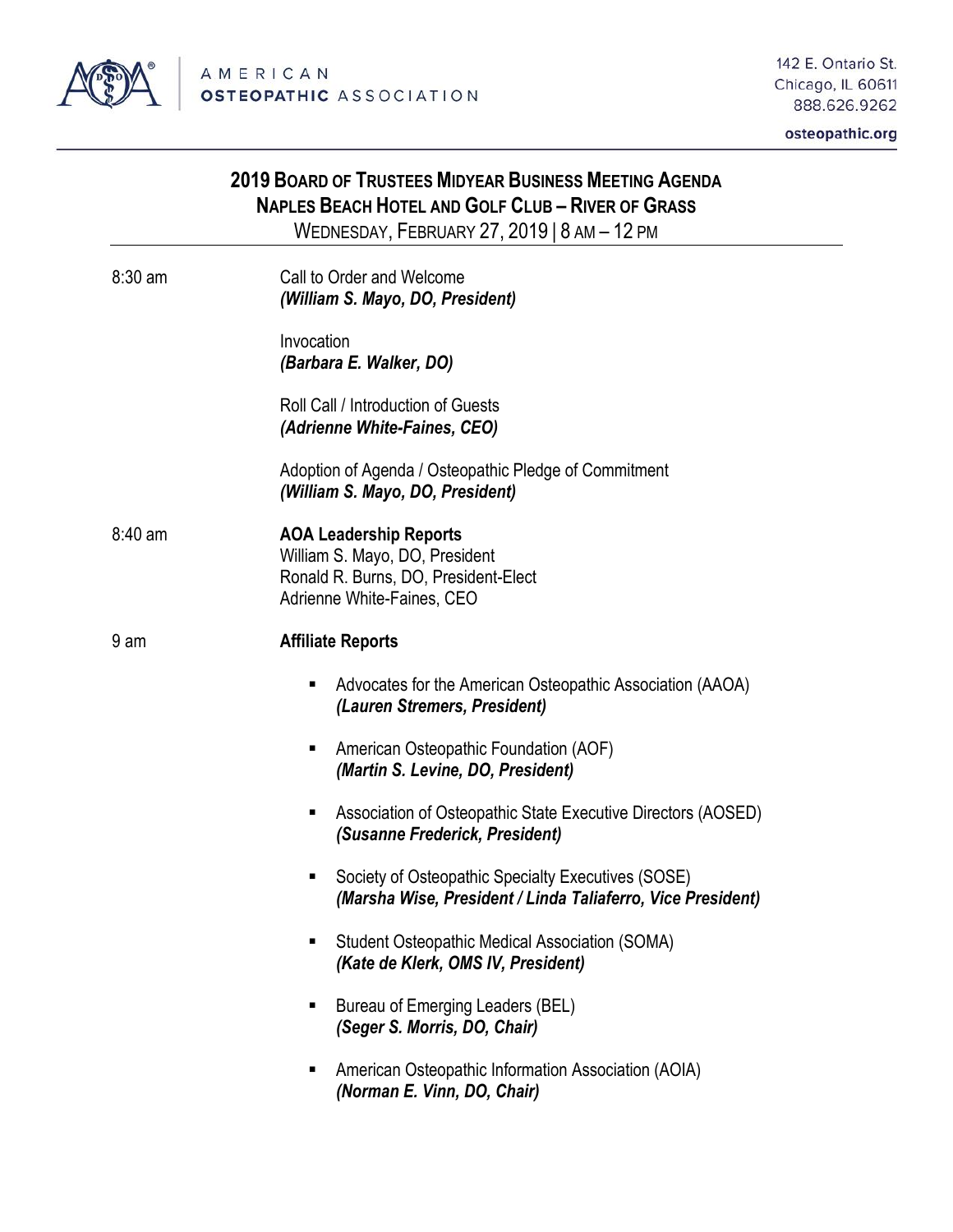AMERICAN OSTEOPATHIC ASSOCIATION

142 E. Ontario St.
Chicago, IL 60611
888.626.9262

osteopathic.org

# 2019 Board of Trustees Midyear Business Meeting Agenda
## Naples Beach Hotel and Golf Club – River of Grass
Wednesday, February 27, 2019 | 8 am – 12 pm

8:30 am

Call to Order and Welcome
***(William S. Mayo, DO, President)***

Invocation
***(Barbara E. Walker, DO)***

Roll Call / Introduction of Guests
***(Adrienne White-Faines, CEO)***

Adoption of Agenda / Osteopathic Pledge of Commitment
***(William S. Mayo, DO, President)***

8:40 am

**AOA Leadership Reports**
William S. Mayo, DO, President
Ronald R. Burns, DO, President-Elect
Adrienne White-Faines, CEO

9 am

**Affiliate Reports**

- Advocates for the American Osteopathic Association (AAOA)
  ***(Lauren Stremers, President)***
- American Osteopathic Foundation (AOF)
  ***(Martin S. Levine, DO, President)***
- Association of Osteopathic State Executive Directors (AOSED)
  ***(Susanne Frederick, President)***
- Society of Osteopathic Specialty Executives (SOSE)
  ***(Marsha Wise, President / Linda Taliaferro, Vice President)***
- Student Osteopathic Medical Association (SOMA)
  ***(Kate de Klerk, OMS IV, President)***
- Bureau of Emerging Leaders (BEL)
  ***(Seger S. Morris, DO, Chair)***
- American Osteopathic Information Association (AOIA)
  ***(Norman E. Vinn, DO, Chair)***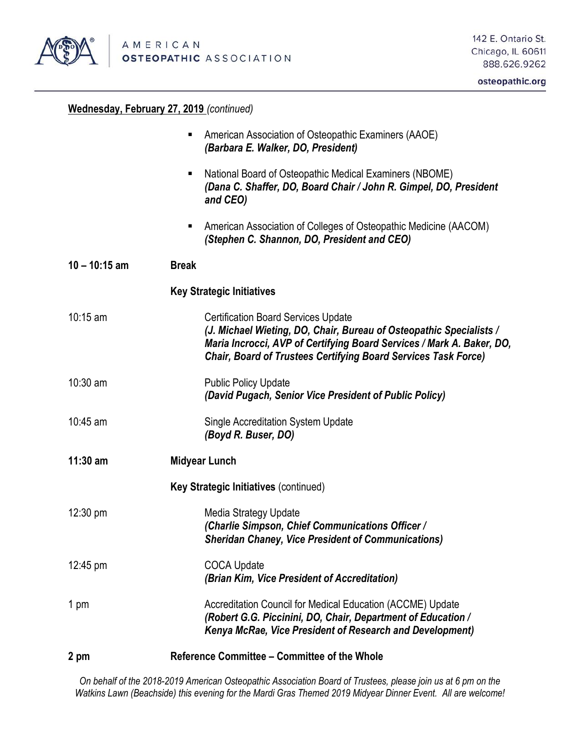**Wednesday, February 27, 2019** *(continued)*

- American Association of Osteopathic Examiners (AAOE)
  ***(Barbara E. Walker, DO, President)***
- National Board of Osteopathic Medical Examiners (NBOME)
  ***(Dana C. Shaffer, DO, Board Chair / John R. Gimpel, DO, President and CEO)***
- American Association of Colleges of Osteopathic Medicine (AACOM)
  ***(Stephen C. Shannon, DO, President and CEO)***

**10 – 10:15 am** **Break**

**Key Strategic Initiatives**

10:15 am Certification Board Services Update
***(J. Michael Wieting, DO, Chair, Bureau of Osteopathic Specialists / Maria Incrocci, AVP of Certifying Board Services / Mark A. Baker, DO, Chair, Board of Trustees Certifying Board Services Task Force)***

10:30 am Public Policy Update
***(David Pugach, Senior Vice President of Public Policy)***

10:45 am Single Accreditation System Update
***(Boyd R. Buser, DO)***

**11:30 am** **Midyear Lunch**

**Key Strategic Initiatives** (continued)

12:30 pm Media Strategy Update
***(Charlie Simpson, Chief Communications Officer / Sheridan Chaney, Vice President of Communications)***

12:45 pm COCA Update
***(Brian Kim, Vice President of Accreditation)***

1 pm Accreditation Council for Medical Education (ACCME) Update
***(Robert G.G. Piccinini, DO, Chair, Department of Education / Kenya McRae, Vice President of Research and Development)***

**2 pm** **Reference Committee – Committee of the Whole**

*On behalf of the 2018-2019 American Osteopathic Association Board of Trustees, please join us at 6 pm on the Watkins Lawn (Beachside) this evening for the Mardi Gras Themed 2019 Midyear Dinner Event. All are welcome!*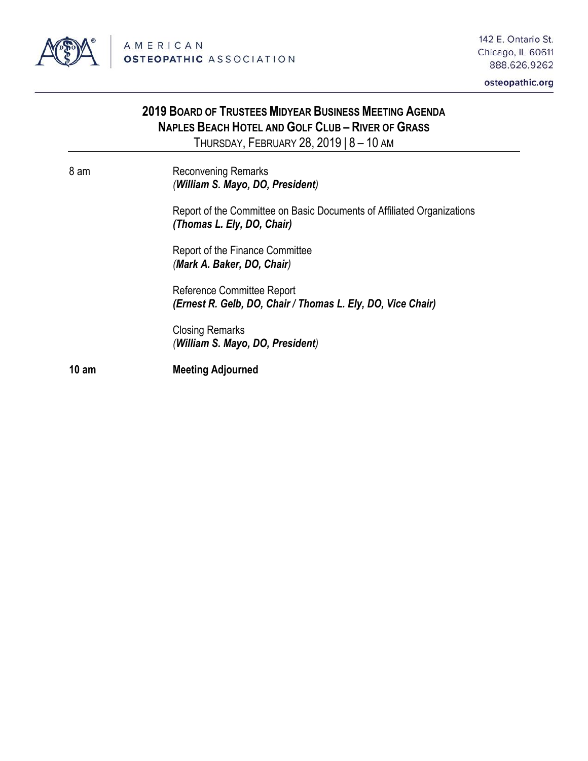AMERICAN **OSTEOPATHIC** ASSOCIATION

142 E. Ontario St.
Chicago, IL 60611
888.626.9262

**osteopathic.org**

## 2019 Board of Trustees Midyear Business Meeting Agenda
## Naples Beach Hotel and Golf Club – River of Grass

THURSDAY, FEBRUARY 28, 2019 | 8 – 10 AM

8 am

Reconvening Remarks
*(**William S. Mayo, DO, President**)*

Report of the Committee on Basic Documents of Affiliated Organizations
***(Thomas L. Ely, DO, Chair)***

Report of the Finance Committee
*(**Mark A. Baker, DO, Chair**)*

Reference Committee Report
***(Ernest R. Gelb, DO, Chair / Thomas L. Ely, DO, Vice Chair)***

Closing Remarks
*(**William S. Mayo, DO, President**)*

**10 am** **Meeting Adjourned**